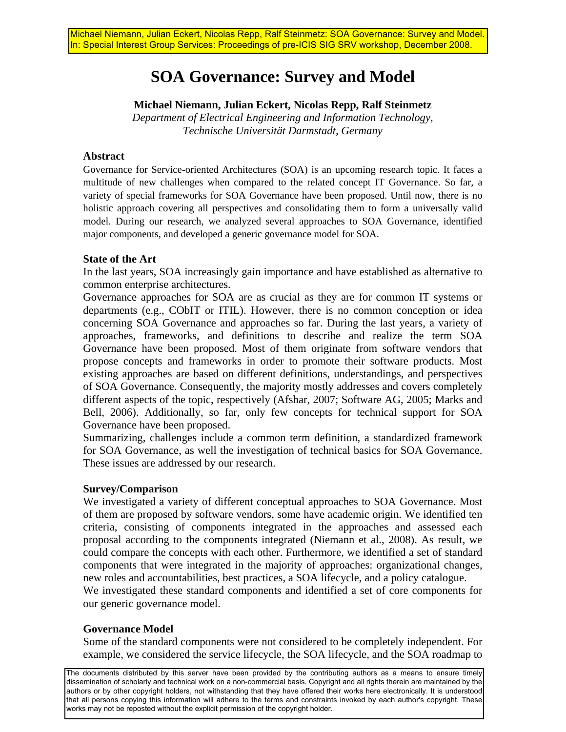Michael Niemann, Julian Eckert, Nicolas Repp, Ralf Steinmetz: SOA Governance: Survey and Model. In: Special Interest Group Services: Proceedings of pre-ICIS SIG SRV workshop, December 2008.

# SOA Governance: Survey and Model

**Michael Niemann, Julian Eckert, Nicolas Repp, Ralf Steinmetz**

*Department of Electrical Engineering and Information Technology, Technische Universität Darmstadt, Germany*

### Abstract

Governance for Service-oriented Architectures (SOA) is an upcoming research topic. It faces a multitude of new challenges when compared to the related concept IT Governance. So far, a variety of special frameworks for SOA Governance have been proposed. Until now, there is no holistic approach covering all perspectives and consolidating them to form a universally valid model. During our research, we analyzed several approaches to SOA Governance, identified major components, and developed a generic governance model for SOA.

### State of the Art

In the last years, SOA increasingly gain importance and have established as alternative to common enterprise architectures.

Governance approaches for SOA are as crucial as they are for common IT systems or departments (e.g., CObIT or ITIL). However, there is no common conception or idea concerning SOA Governance and approaches so far. During the last years, a variety of approaches, frameworks, and definitions to describe and realize the term SOA Governance have been proposed. Most of them originate from software vendors that propose concepts and frameworks in order to promote their software products. Most existing approaches are based on different definitions, understandings, and perspectives of SOA Governance. Consequently, the majority mostly addresses and covers completely different aspects of the topic, respectively (Afshar, 2007; Software AG, 2005; Marks and Bell, 2006). Additionally, so far, only few concepts for technical support for SOA Governance have been proposed.

Summarizing, challenges include a common term definition, a standardized framework for SOA Governance, as well the investigation of technical basics for SOA Governance. These issues are addressed by our research.

### Survey/Comparison

We investigated a variety of different conceptual approaches to SOA Governance. Most of them are proposed by software vendors, some have academic origin. We identified ten criteria, consisting of components integrated in the approaches and assessed each proposal according to the components integrated (Niemann et al., 2008). As result, we could compare the concepts with each other. Furthermore, we identified a set of standard components that were integrated in the majority of approaches: organizational changes, new roles and accountabilities, best practices, a SOA lifecycle, and a policy catalogue.

We investigated these standard components and identified a set of core components for our generic governance model.

### Governance Model

Some of the standard components were not considered to be completely independent. For example, we considered the service lifecycle, the SOA lifecycle, and the SOA roadmap to

The documents distributed by this server have been provided by the contributing authors as a means to ensure timely dissemination of scholarly and technical work on a non-commercial basis. Copyright and all rights therein are maintained by the authors or by other copyright holders, not withstanding that they have offered their works here electronically. It is understood that all persons copying this information will adhere to the terms and constraints invoked by each author's copyright. These works may not be reposted without the explicit permission of the copyright holder.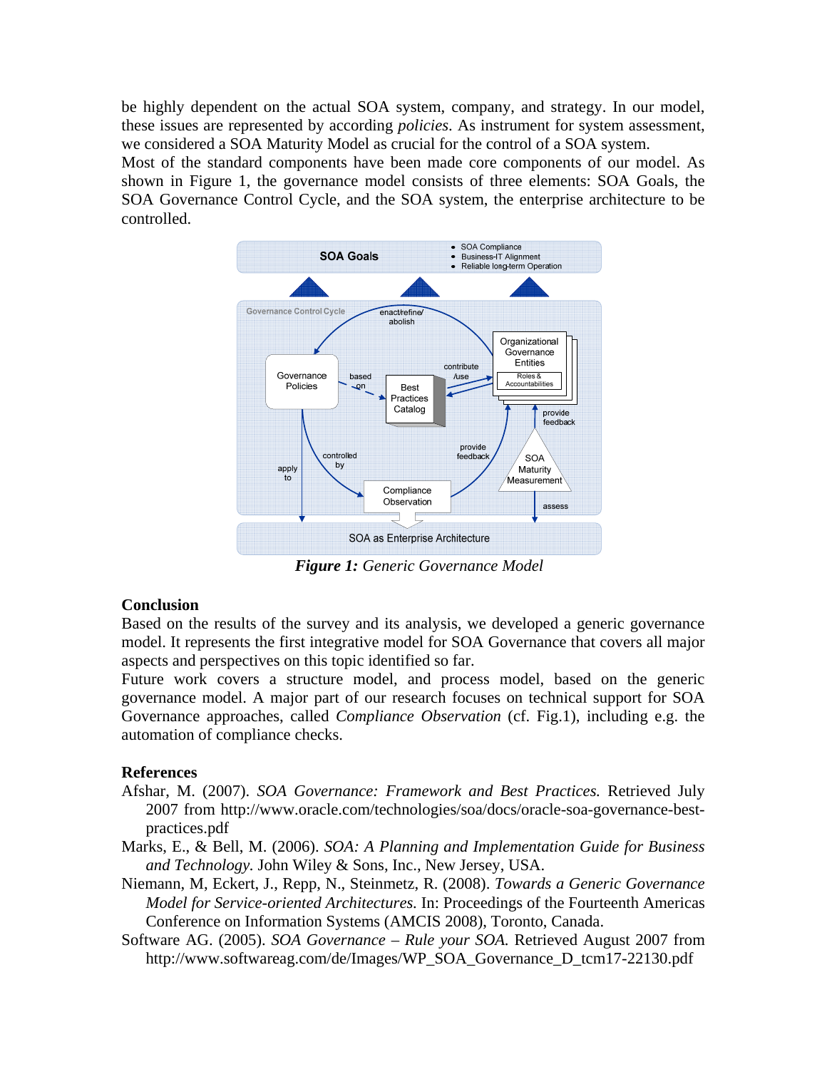be highly dependent on the actual SOA system, company, and strategy. In our model, these issues are represented by according *policies*. As instrument for system assessment, we considered a SOA Maturity Model as crucial for the control of a SOA system.
Most of the standard components have been made core components of our model. As shown in Figure 1, the governance model consists of three elements: SOA Goals, the SOA Governance Control Cycle, and the SOA system, the enterprise architecture to be controlled.

SOA Goals
- SOA Compliance
- Business-IT Alignment
- Reliable long-term Operation

Governance Control Cycle
enact/refine/abolish
Governance Policies
based on
Best Practices Catalog
contribute /use
Organizational Governance Entities
Roles & Accountabilities
provide feedback
SOA Maturity Measurement
controlled by
apply to
provide feedback
Compliance Observation
assess
SOA as Enterprise Architecture

***Figure 1:*** *Generic Governance Model*

## Conclusion

Based on the results of the survey and its analysis, we developed a generic governance model. It represents the first integrative model for SOA Governance that covers all major aspects and perspectives on this topic identified so far.
Future work covers a structure model, and process model, based on the generic governance model. A major part of our research focuses on technical support for SOA Governance approaches, called *Compliance Observation* (cf. Fig.1), including e.g. the automation of compliance checks.

## References

Afshar, M. (2007). *SOA Governance: Framework and Best Practices.* Retrieved July 2007 from http://www.oracle.com/technologies/soa/docs/oracle-soa-governance-best-practices.pdf

Marks, E., & Bell, M. (2006). *SOA: A Planning and Implementation Guide for Business and Technology.* John Wiley & Sons, Inc., New Jersey, USA.

Niemann, M, Eckert, J., Repp, N., Steinmetz, R. (2008). *Towards a Generic Governance Model for Service-oriented Architectures.* In: Proceedings of the Fourteenth Americas Conference on Information Systems (AMCIS 2008), Toronto, Canada.

Software AG. (2005). *SOA Governance – Rule your SOA.* Retrieved August 2007 from http://www.softwareag.com/de/Images/WP_SOA_Governance_D_tcm17-22130.pdf